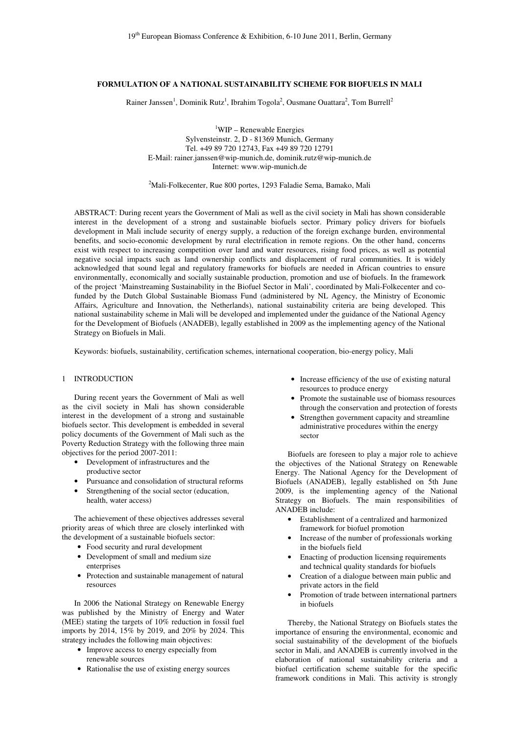# FORMULATION OF A NATIONAL SUSTAINABILITY SCHEME FOR BIOFUELS IN MALI

Rainer Janssen[1], Dominik Rutz[1], Ibrahim Togola[2], Ousmane Ouattara[2], Tom Burrell[2]

[1]WIP – Renewable Energies
Sylvensteinstr. 2, D - 81369 Munich, Germany
Tel. +49 89 720 12743, Fax +49 89 720 12791
E-Mail: rainer.janssen@wip-munich.de, dominik.rutz@wip-munich.de
Internet: www.wip-munich.de

[2]Mali-Folkecenter, Rue 800 portes, 1293 Faladie Sema, Bamako, Mali

ABSTRACT: During recent years the Government of Mali as well as the civil society in Mali has shown considerable interest in the development of a strong and sustainable biofuels sector. Primary policy drivers for biofuels development in Mali include security of energy supply, a reduction of the foreign exchange burden, environmental benefits, and socio-economic development by rural electrification in remote regions. On the other hand, concerns exist with respect to increasing competition over land and water resources, rising food prices, as well as potential negative social impacts such as land ownership conflicts and displacement of rural communities. It is widely acknowledged that sound legal and regulatory frameworks for biofuels are needed in African countries to ensure environmentally, economically and socially sustainable production, promotion and use of biofuels. In the framework of the project 'Mainstreaming Sustainability in the Biofuel Sector in Mali', coordinated by Mali-Folkecenter and co-funded by the Dutch Global Sustainable Biomass Fund (administered by NL Agency, the Ministry of Economic Affairs, Agriculture and Innovation, the Netherlands), national sustainability criteria are being developed. This national sustainability scheme in Mali will be developed and implemented under the guidance of the National Agency for the Development of Biofuels (ANADEB), legally established in 2009 as the implementing agency of the National Strategy on Biofuels in Mali.

Keywords: biofuels, sustainability, certification schemes, international cooperation, bio-energy policy, Mali

## 1 INTRODUCTION

During recent years the Government of Mali as well as the civil society in Mali has shown considerable interest in the development of a strong and sustainable biofuels sector. This development is embedded in several policy documents of the Government of Mali such as the Poverty Reduction Strategy with the following three main objectives for the period 2007-2011:

- Development of infrastructures and the productive sector
- Pursuance and consolidation of structural reforms
- Strengthening of the social sector (education, health, water access)

The achievement of these objectives addresses several priority areas of which three are closely interlinked with the development of a sustainable biofuels sector:

- Food security and rural development
- Development of small and medium size enterprises
- Protection and sustainable management of natural resources

In 2006 the National Strategy on Renewable Energy was published by the Ministry of Energy and Water (MEE) stating the targets of 10% reduction in fossil fuel imports by 2014, 15% by 2019, and 20% by 2024. This strategy includes the following main objectives:

- Improve access to energy especially from renewable sources
- Rationalise the use of existing energy sources
- Increase efficiency of the use of existing natural resources to produce energy
- Promote the sustainable use of biomass resources through the conservation and protection of forests
- Strengthen government capacity and streamline administrative procedures within the energy sector

Biofuels are foreseen to play a major role to achieve the objectives of the National Strategy on Renewable Energy. The National Agency for the Development of Biofuels (ANADEB), legally established on 5th June 2009, is the implementing agency of the National Strategy on Biofuels. The main responsibilities of ANADEB include:

- Establishment of a centralized and harmonized framework for biofuel promotion
- Increase of the number of professionals working in the biofuels field
- Enacting of production licensing requirements and technical quality standards for biofuels
- Creation of a dialogue between main public and private actors in the field
- Promotion of trade between international partners in biofuels

Thereby, the National Strategy on Biofuels states the importance of ensuring the environmental, economic and social sustainability of the development of the biofuels sector in Mali, and ANADEB is currently involved in the elaboration of national sustainability criteria and a biofuel certification scheme suitable for the specific framework conditions in Mali. This activity is strongly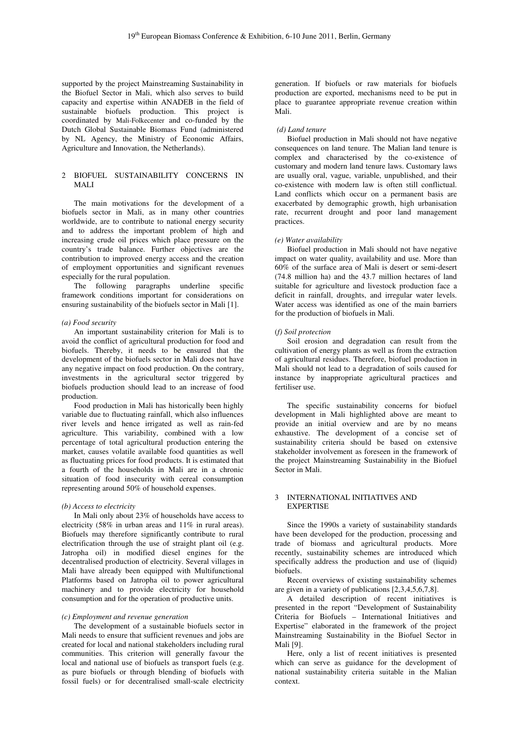supported by the project Mainstreaming Sustainability in the Biofuel Sector in Mali, which also serves to build capacity and expertise within ANADEB in the field of sustainable biofuels production. This project is coordinated by Mali-Folkecenter and co-funded by the Dutch Global Sustainable Biomass Fund (administered by NL Agency, the Ministry of Economic Affairs, Agriculture and Innovation, the Netherlands).

## 2 BIOFUEL SUSTAINABILITY CONCERNS IN MALI

The main motivations for the development of a biofuels sector in Mali, as in many other countries worldwide, are to contribute to national energy security and to address the important problem of high and increasing crude oil prices which place pressure on the country's trade balance. Further objectives are the contribution to improved energy access and the creation of employment opportunities and significant revenues especially for the rural population.

The following paragraphs underline specific framework conditions important for considerations on ensuring sustainability of the biofuels sector in Mali [1].

*(a) Food security*

An important sustainability criterion for Mali is to avoid the conflict of agricultural production for food and biofuels. Thereby, it needs to be ensured that the development of the biofuels sector in Mali does not have any negative impact on food production. On the contrary, investments in the agricultural sector triggered by biofuels production should lead to an increase of food production.

Food production in Mali has historically been highly variable due to fluctuating rainfall, which also influences river levels and hence irrigated as well as rain-fed agriculture. This variability, combined with a low percentage of total agricultural production entering the market, causes volatile available food quantities as well as fluctuating prices for food products. It is estimated that a fourth of the households in Mali are in a chronic situation of food insecurity with cereal consumption representing around 50% of household expenses.

*(b) Access to electricity*

In Mali only about 23% of households have access to electricity (58% in urban areas and 11% in rural areas). Biofuels may therefore significantly contribute to rural electrification through the use of straight plant oil (e.g. Jatropha oil) in modified diesel engines for the decentralised production of electricity. Several villages in Mali have already been equipped with Multifunctional Platforms based on Jatropha oil to power agricultural machinery and to provide electricity for household consumption and for the operation of productive units.

*(c) Employment and revenue generation*

The development of a sustainable biofuels sector in Mali needs to ensure that sufficient revenues and jobs are created for local and national stakeholders including rural communities. This criterion will generally favour the local and national use of biofuels as transport fuels (e.g. as pure biofuels or through blending of biofuels with fossil fuels) or for decentralised small-scale electricity generation. If biofuels or raw materials for biofuels production are exported, mechanisms need to be put in place to guarantee appropriate revenue creation within Mali.

*(d) Land tenure*

Biofuel production in Mali should not have negative consequences on land tenure. The Malian land tenure is complex and characterised by the co-existence of customary and modern land tenure laws. Customary laws are usually oral, vague, variable, unpublished, and their co-existence with modern law is often still conflictual. Land conflicts which occur on a permanent basis are exacerbated by demographic growth, high urbanisation rate, recurrent drought and poor land management practices.

*(e) Water availability*

Biofuel production in Mali should not have negative impact on water quality, availability and use. More than 60% of the surface area of Mali is desert or semi-desert (74.8 million ha) and the 43.7 million hectares of land suitable for agriculture and livestock production face a deficit in rainfall, droughts, and irregular water levels. Water access was identified as one of the main barriers for the production of biofuels in Mali.

*(f) Soil protection*

Soil erosion and degradation can result from the cultivation of energy plants as well as from the extraction of agricultural residues. Therefore, biofuel production in Mali should not lead to a degradation of soils caused for instance by inappropriate agricultural practices and fertiliser use.

The specific sustainability concerns for biofuel development in Mali highlighted above are meant to provide an initial overview and are by no means exhaustive. The development of a concise set of sustainability criteria should be based on extensive stakeholder involvement as foreseen in the framework of the project Mainstreaming Sustainability in the Biofuel Sector in Mali.

## 3 INTERNATIONAL INITIATIVES AND EXPERTISE

Since the 1990s a variety of sustainability standards have been developed for the production, processing and trade of biomass and agricultural products. More recently, sustainability schemes are introduced which specifically address the production and use of (liquid) biofuels.

Recent overviews of existing sustainability schemes are given in a variety of publications [2,3,4,5,6,7,8].

A detailed description of recent initiatives is presented in the report "Development of Sustainability Criteria for Biofuels – International Initiatives and Expertise" elaborated in the framework of the project Mainstreaming Sustainability in the Biofuel Sector in Mali [9].

Here, only a list of recent initiatives is presented which can serve as guidance for the development of national sustainability criteria suitable in the Malian context.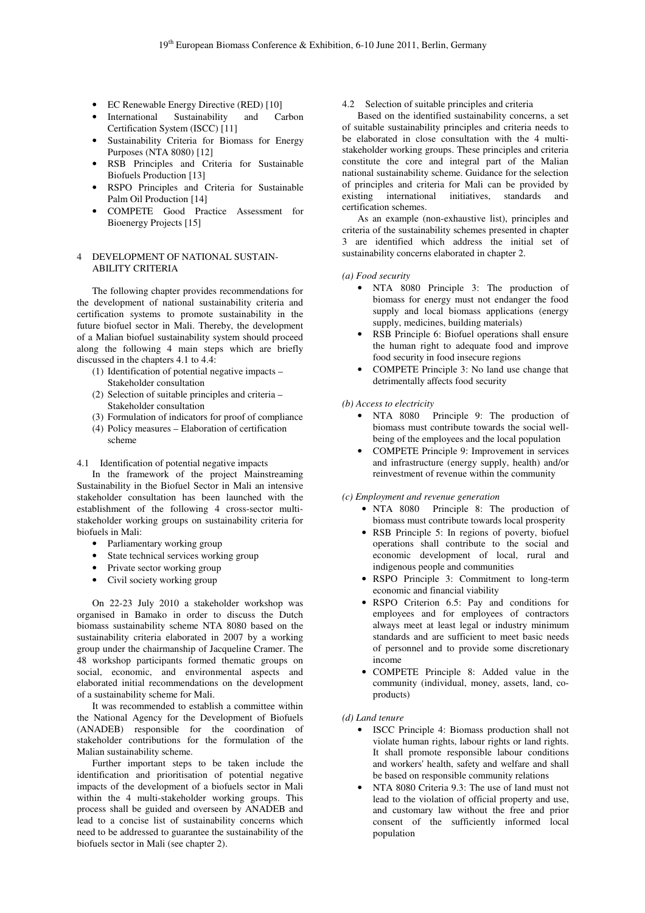- EC Renewable Energy Directive (RED) [10]
- International Sustainability and Carbon Certification System (ISCC) [11]
- Sustainability Criteria for Biomass for Energy Purposes (NTA 8080) [12]
- RSB Principles and Criteria for Sustainable Biofuels Production [13]
- RSPO Principles and Criteria for Sustainable Palm Oil Production [14]
- COMPETE Good Practice Assessment for Bioenergy Projects [15]

## 4 DEVELOPMENT OF NATIONAL SUSTAINABILITY CRITERIA

The following chapter provides recommendations for the development of national sustainability criteria and certification systems to promote sustainability in the future biofuel sector in Mali. Thereby, the development of a Malian biofuel sustainability system should proceed along the following 4 main steps which are briefly discussed in the chapters 4.1 to 4.4:

(1) Identification of potential negative impacts – Stakeholder consultation
(2) Selection of suitable principles and criteria – Stakeholder consultation
(3) Formulation of indicators for proof of compliance
(4) Policy measures – Elaboration of certification scheme

### 4.1 Identification of potential negative impacts

In the framework of the project Mainstreaming Sustainability in the Biofuel Sector in Mali an intensive stakeholder consultation has been launched with the establishment of the following 4 cross-sector multi-stakeholder working groups on sustainability criteria for biofuels in Mali:

- Parliamentary working group
- State technical services working group
- Private sector working group
- Civil society working group

On 22-23 July 2010 a stakeholder workshop was organised in Bamako in order to discuss the Dutch biomass sustainability scheme NTA 8080 based on the sustainability criteria elaborated in 2007 by a working group under the chairmanship of Jacqueline Cramer. The 48 workshop participants formed thematic groups on social, economic, and environmental aspects and elaborated initial recommendations on the development of a sustainability scheme for Mali.

It was recommended to establish a committee within the National Agency for the Development of Biofuels (ANADEB) responsible for the coordination of stakeholder contributions for the formulation of the Malian sustainability scheme.

Further important steps to be taken include the identification and prioritisation of potential negative impacts of the development of a biofuels sector in Mali within the 4 multi-stakeholder working groups. This process shall be guided and overseen by ANADEB and lead to a concise list of sustainability concerns which need to be addressed to guarantee the sustainability of the biofuels sector in Mali (see chapter 2).

### 4.2 Selection of suitable principles and criteria

Based on the identified sustainability concerns, a set of suitable sustainability principles and criteria needs to be elaborated in close consultation with the 4 multi-stakeholder working groups. These principles and criteria constitute the core and integral part of the Malian national sustainability scheme. Guidance for the selection of principles and criteria for Mali can be provided by existing international initiatives, standards and certification schemes.

As an example (non-exhaustive list), principles and criteria of the sustainability schemes presented in chapter 3 are identified which address the initial set of sustainability concerns elaborated in chapter 2.

*(a) Food security*

- NTA 8080 Principle 3: The production of biomass for energy must not endanger the food supply and local biomass applications (energy supply, medicines, building materials)
- RSB Principle 6: Biofuel operations shall ensure the human right to adequate food and improve food security in food insecure regions
- COMPETE Principle 3: No land use change that detrimentally affects food security

*(b) Access to electricity*

- NTA 8080 Principle 9: The production of biomass must contribute towards the social well-being of the employees and the local population
- COMPETE Principle 9: Improvement in services and infrastructure (energy supply, health) and/or reinvestment of revenue within the community

*(c) Employment and revenue generation*

- NTA 8080 Principle 8: The production of biomass must contribute towards local prosperity
- RSB Principle 5: In regions of poverty, biofuel operations shall contribute to the social and economic development of local, rural and indigenous people and communities
- RSPO Principle 3: Commitment to long-term economic and financial viability
- RSPO Criterion 6.5: Pay and conditions for employees and for employees of contractors always meet at least legal or industry minimum standards and are sufficient to meet basic needs of personnel and to provide some discretionary income
- COMPETE Principle 8: Added value in the community (individual, money, assets, land, co-products)

*(d) Land tenure*

- ISCC Principle 4: Biomass production shall not violate human rights, labour rights or land rights. It shall promote responsible labour conditions and workers' health, safety and welfare and shall be based on responsible community relations
- NTA 8080 Criteria 9.3: The use of land must not lead to the violation of official property and use, and customary law without the free and prior consent of the sufficiently informed local population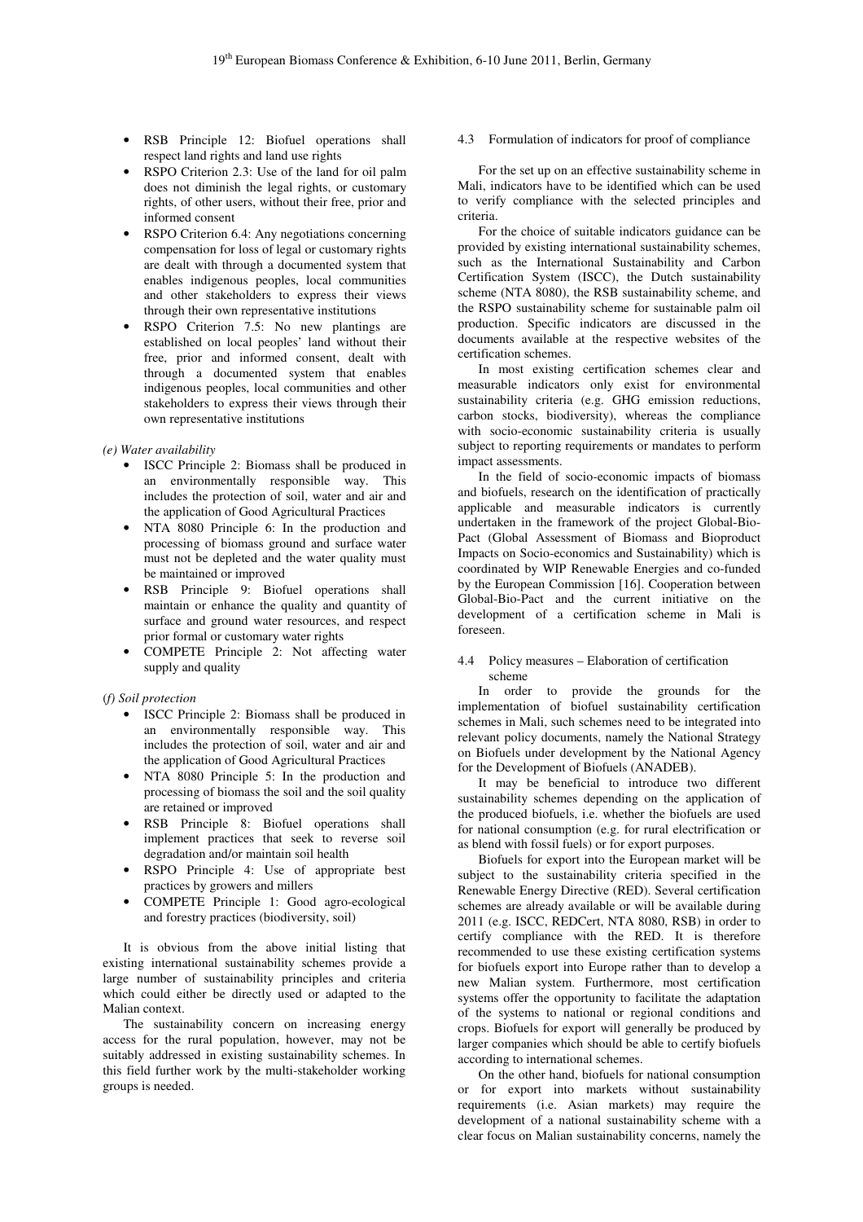- RSB Principle 12: Biofuel operations shall respect land rights and land use rights
- RSPO Criterion 2.3: Use of the land for oil palm does not diminish the legal rights, or customary rights, of other users, without their free, prior and informed consent
- RSPO Criterion 6.4: Any negotiations concerning compensation for loss of legal or customary rights are dealt with through a documented system that enables indigenous peoples, local communities and other stakeholders to express their views through their own representative institutions
- RSPO Criterion 7.5: No new plantings are established on local peoples' land without their free, prior and informed consent, dealt with through a documented system that enables indigenous peoples, local communities and other stakeholders to express their views through their own representative institutions

*(e) Water availability*

- ISCC Principle 2: Biomass shall be produced in an environmentally responsible way. This includes the protection of soil, water and air and the application of Good Agricultural Practices
- NTA 8080 Principle 6: In the production and processing of biomass ground and surface water must not be depleted and the water quality must be maintained or improved
- RSB Principle 9: Biofuel operations shall maintain or enhance the quality and quantity of surface and ground water resources, and respect prior formal or customary water rights
- COMPETE Principle 2: Not affecting water supply and quality

*(f) Soil protection*

- ISCC Principle 2: Biomass shall be produced in an environmentally responsible way. This includes the protection of soil, water and air and the application of Good Agricultural Practices
- NTA 8080 Principle 5: In the production and processing of biomass the soil and the soil quality are retained or improved
- RSB Principle 8: Biofuel operations shall implement practices that seek to reverse soil degradation and/or maintain soil health
- RSPO Principle 4: Use of appropriate best practices by growers and millers
- COMPETE Principle 1: Good agro-ecological and forestry practices (biodiversity, soil)

It is obvious from the above initial listing that existing international sustainability schemes provide a large number of sustainability principles and criteria which could either be directly used or adapted to the Malian context.

The sustainability concern on increasing energy access for the rural population, however, may not be suitably addressed in existing sustainability schemes. In this field further work by the multi-stakeholder working groups is needed.

### 4.3 Formulation of indicators for proof of compliance

For the set up on an effective sustainability scheme in Mali, indicators have to be identified which can be used to verify compliance with the selected principles and criteria.

For the choice of suitable indicators guidance can be provided by existing international sustainability schemes, such as the International Sustainability and Carbon Certification System (ISCC), the Dutch sustainability scheme (NTA 8080), the RSB sustainability scheme, and the RSPO sustainability scheme for sustainable palm oil production. Specific indicators are discussed in the documents available at the respective websites of the certification schemes.

In most existing certification schemes clear and measurable indicators only exist for environmental sustainability criteria (e.g. GHG emission reductions, carbon stocks, biodiversity), whereas the compliance with socio-economic sustainability criteria is usually subject to reporting requirements or mandates to perform impact assessments.

In the field of socio-economic impacts of biomass and biofuels, research on the identification of practically applicable and measurable indicators is currently undertaken in the framework of the project Global-Bio-Pact (Global Assessment of Biomass and Bioproduct Impacts on Socio-economics and Sustainability) which is coordinated by WIP Renewable Energies and co-funded by the European Commission [16]. Cooperation between Global-Bio-Pact and the current initiative on the development of a certification scheme in Mali is foreseen.

### 4.4 Policy measures – Elaboration of certification scheme

In order to provide the grounds for the implementation of biofuel sustainability certification schemes in Mali, such schemes need to be integrated into relevant policy documents, namely the National Strategy on Biofuels under development by the National Agency for the Development of Biofuels (ANADEB).

It may be beneficial to introduce two different sustainability schemes depending on the application of the produced biofuels, i.e. whether the biofuels are used for national consumption (e.g. for rural electrification or as blend with fossil fuels) or for export purposes.

Biofuels for export into the European market will be subject to the sustainability criteria specified in the Renewable Energy Directive (RED). Several certification schemes are already available or will be available during 2011 (e.g. ISCC, REDCert, NTA 8080, RSB) in order to certify compliance with the RED. It is therefore recommended to use these existing certification systems for biofuels export into Europe rather than to develop a new Malian system. Furthermore, most certification systems offer the opportunity to facilitate the adaptation of the systems to national or regional conditions and crops. Biofuels for export will generally be produced by larger companies which should be able to certify biofuels according to international schemes.

On the other hand, biofuels for national consumption or for export into markets without sustainability requirements (i.e. Asian markets) may require the development of a national sustainability scheme with a clear focus on Malian sustainability concerns, namely the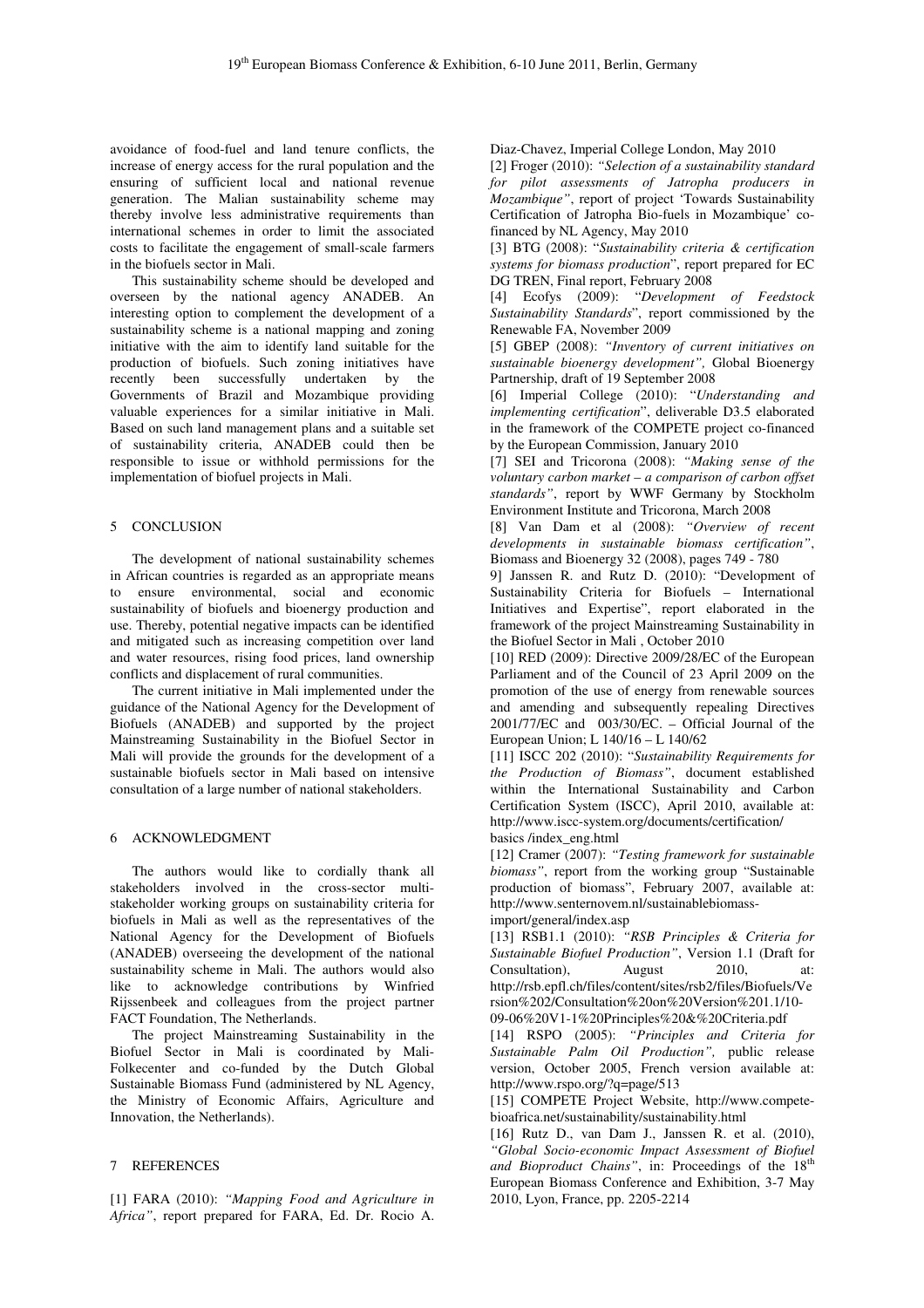avoidance of food-fuel and land tenure conflicts, the increase of energy access for the rural population and the ensuring of sufficient local and national revenue generation. The Malian sustainability scheme may thereby involve less administrative requirements than international schemes in order to limit the associated costs to facilitate the engagement of small-scale farmers in the biofuels sector in Mali.

This sustainability scheme should be developed and overseen by the national agency ANADEB. An interesting option to complement the development of a sustainability scheme is a national mapping and zoning initiative with the aim to identify land suitable for the production of biofuels. Such zoning initiatives have recently been successfully undertaken by the Governments of Brazil and Mozambique providing valuable experiences for a similar initiative in Mali. Based on such land management plans and a suitable set of sustainability criteria, ANADEB could then be responsible to issue or withhold permissions for the implementation of biofuel projects in Mali.

## 5 CONCLUSION

The development of national sustainability schemes in African countries is regarded as an appropriate means to ensure environmental, social and economic sustainability of biofuels and bioenergy production and use. Thereby, potential negative impacts can be identified and mitigated such as increasing competition over land and water resources, rising food prices, land ownership conflicts and displacement of rural communities.

The current initiative in Mali implemented under the guidance of the National Agency for the Development of Biofuels (ANADEB) and supported by the project Mainstreaming Sustainability in the Biofuel Sector in Mali will provide the grounds for the development of a sustainable biofuels sector in Mali based on intensive consultation of a large number of national stakeholders.

## 6 ACKNOWLEDGMENT

The authors would like to cordially thank all stakeholders involved in the cross-sector multi-stakeholder working groups on sustainability criteria for biofuels in Mali as well as the representatives of the National Agency for the Development of Biofuels (ANADEB) overseeing the development of the national sustainability scheme in Mali. The authors would also like to acknowledge contributions by Winfried Rijssenbeek and colleagues from the project partner FACT Foundation, The Netherlands.

The project Mainstreaming Sustainability in the Biofuel Sector in Mali is coordinated by Mali-Folkecenter and co-funded by the Dutch Global Sustainable Biomass Fund (administered by NL Agency, the Ministry of Economic Affairs, Agriculture and Innovation, the Netherlands).

## 7 REFERENCES

[1] FARA (2010): *"Mapping Food and Agriculture in Africa"*, report prepared for FARA, Ed. Dr. Rocio A. Diaz-Chavez, Imperial College London, May 2010

[2] Froger (2010): *"Selection of a sustainability standard for pilot assessments of Jatropha producers in Mozambique"*, report of project 'Towards Sustainability Certification of Jatropha Bio-fuels in Mozambique' co-financed by NL Agency, May 2010

[3] BTG (2008): "*Sustainability criteria & certification systems for biomass production*", report prepared for EC DG TREN, Final report, February 2008

[4] Ecofys (2009): "*Development of Feedstock Sustainability Standards*", report commissioned by the Renewable FA, November 2009

[5] GBEP (2008): *"Inventory of current initiatives on sustainable bioenergy development",* Global Bioenergy Partnership, draft of 19 September 2008

[6] Imperial College (2010): "*Understanding and implementing certification*", deliverable D3.5 elaborated in the framework of the COMPETE project co-financed by the European Commission, January 2010

[7] SEI and Tricorona (2008): *"Making sense of the voluntary carbon market – a comparison of carbon offset standards"*, report by WWF Germany by Stockholm Environment Institute and Tricorona, March 2008

[8] Van Dam et al (2008): *"Overview of recent developments in sustainable biomass certification"*, Biomass and Bioenergy 32 (2008), pages 749 - 780

9] Janssen R. and Rutz D. (2010): "Development of Sustainability Criteria for Biofuels – International Initiatives and Expertise", report elaborated in the framework of the project Mainstreaming Sustainability in the Biofuel Sector in Mali , October 2010

[10] RED (2009): Directive 2009/28/EC of the European Parliament and of the Council of 23 April 2009 on the promotion of the use of energy from renewable sources and amending and subsequently repealing Directives 2001/77/EC and 003/30/EC. – Official Journal of the European Union; L 140/16 – L 140/62

[11] ISCC 202 (2010): "*Sustainability Requirements for the Production of Biomass"*, document established within the International Sustainability and Carbon Certification System (ISCC), April 2010, available at: http://www.iscc-system.org/documents/certification/ basics /index_eng.html

[12] Cramer (2007): *"Testing framework for sustainable biomass"*, report from the working group "Sustainable production of biomass", February 2007, available at: http://www.senternovem.nl/sustainablebiomass-import/general/index.asp

[13] RSB1.1 (2010): *"RSB Principles & Criteria for Sustainable Biofuel Production"*, Version 1.1 (Draft for Consultation), August 2010, at: http://rsb.epfl.ch/files/content/sites/rsb2/files/Biofuels/Version%202/Consultation%20on%20Version%201.1/10-09-06%20V1-1%20Principles%20&%20Criteria.pdf

[14] RSPO (2005): *"Principles and Criteria for Sustainable Palm Oil Production",* public release version, October 2005, French version available at: http://www.rspo.org/?q=page/513

[15] COMPETE Project Website, http://www.compete-bioafrica.net/sustainability/sustainability.html

[16] Rutz D., van Dam J., Janssen R. et al. (2010), *"Global Socio-economic Impact Assessment of Biofuel and Bioproduct Chains"*, in: Proceedings of the 18th European Biomass Conference and Exhibition, 3-7 May 2010, Lyon, France, pp. 2205-2214